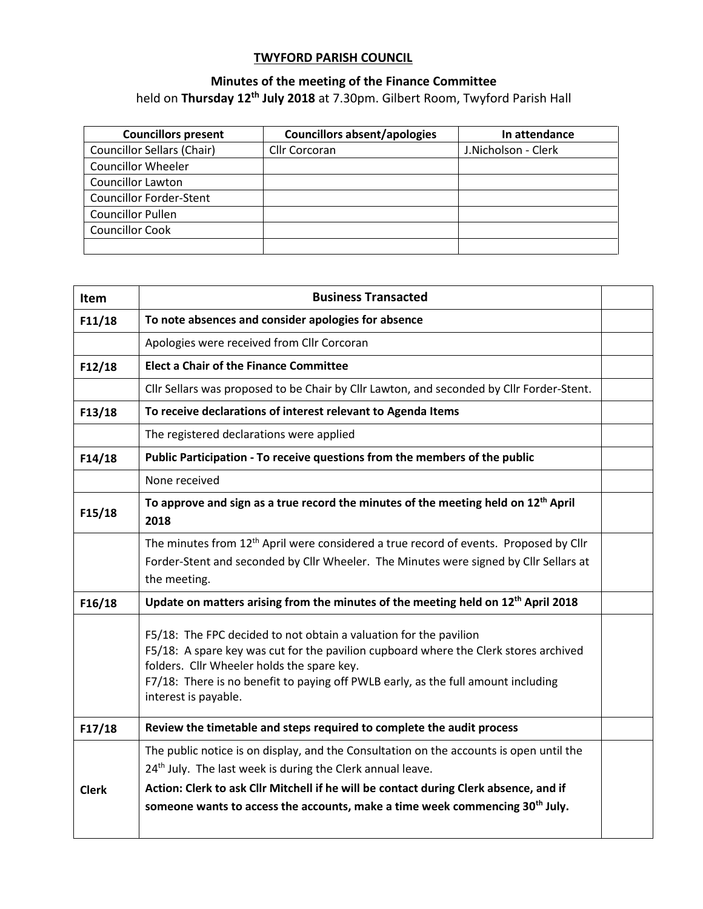# TWYFORD PARISH COUNCIL

## Minutes of the meeting of the Finance Committee

held on **Thursday 12th July 2018** at 7.30pm. Gilbert Room, Twyford Parish Hall

| Councillors present | Councillors absent/apologies | In attendance |
|---|---|---|
| Councillor Sellars (Chair) | Cllr Corcoran | J.Nicholson - Clerk |
| Councillor Wheeler | | |
| Councillor Lawton | | |
| Councillor Forder-Stent | | |
| Councillor Pullen | | |
| Councillor Cook | | |
| | | |

| Item | Business Transacted | |
|---|---|---|
| **F11/18** | **To note absences and consider apologies for absence** | |
| | Apologies were received from Cllr Corcoran | |
| **F12/18** | **Elect a Chair of the Finance Committee** | |
| | Cllr Sellars was proposed to be Chair by Cllr Lawton, and seconded by Cllr Forder-Stent. | |
| **F13/18** | **To receive declarations of interest relevant to Agenda Items** | |
| | The registered declarations were applied | |
| **F14/18** | **Public Participation - To receive questions from the members of the public** | |
| | None received | |
| **F15/18** | **To approve and sign as a true record the minutes of the meeting held on 12th April 2018** | |
| | The minutes from 12th April were considered a true record of events. Proposed by Cllr Forder-Stent and seconded by Cllr Wheeler. The Minutes were signed by Cllr Sellars at the meeting. | |
| **F16/18** | **Update on matters arising from the minutes of the meeting held on 12th April 2018** | |
| | F5/18: The FPC decided to not obtain a valuation for the pavilion<br>F5/18: A spare key was cut for the pavilion cupboard where the Clerk stores archived folders. Cllr Wheeler holds the spare key.<br>F7/18: There is no benefit to paying off PWLB early, as the full amount including interest is payable. | |
| **F17/18** | **Review the timetable and steps required to complete the audit process** | |
| **Clerk** | The public notice is on display, and the Consultation on the accounts is open until the 24th July. The last week is during the Clerk annual leave.<br>**Action: Clerk to ask Cllr Mitchell if he will be contact during Clerk absence, and if someone wants to access the accounts, make a time week commencing 30th July.** | |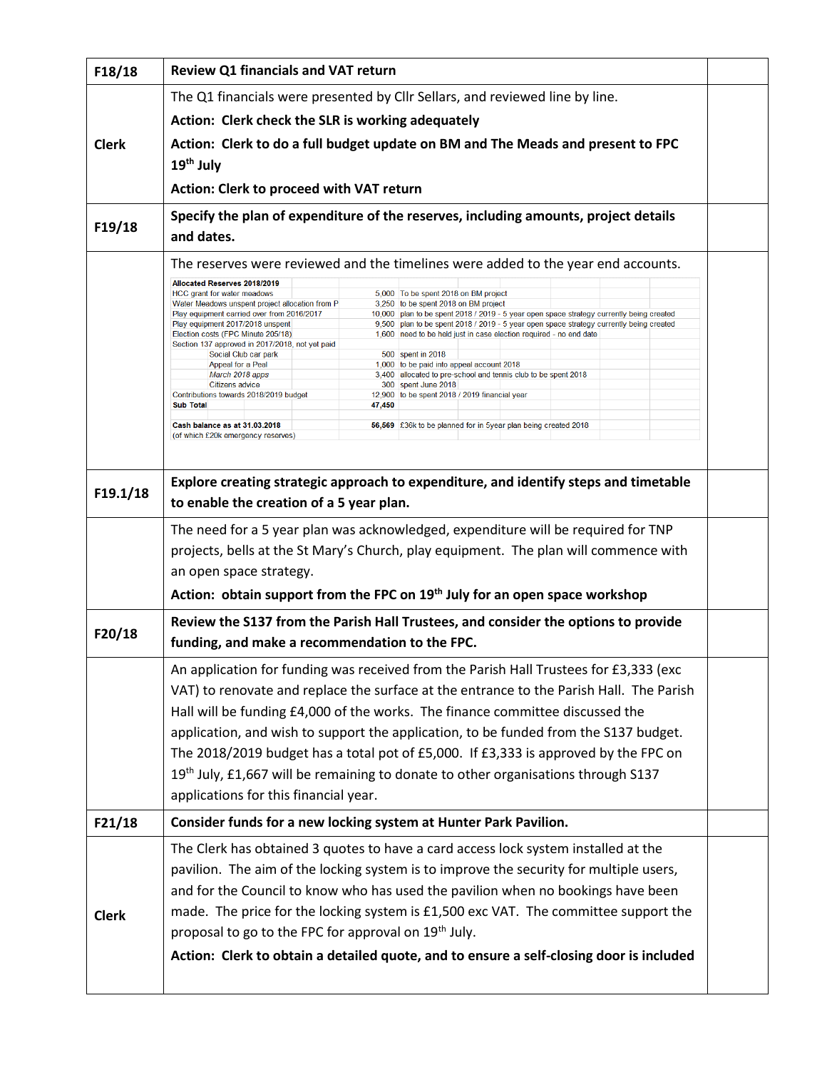| | | |
|---|---|---|
| **F18/18** | **Review Q1 financials and VAT return** | |
| **Clerk** | The Q1 financials were presented by Cllr Sellars, and reviewed line by line.<br>**Action: Clerk check the SLR is working adequately**<br>**Action: Clerk to do a full budget update on BM and The Meads and present to FPC 19th July**<br>**Action: Clerk to proceed with VAT return** | |
| **F19/18** | **Specify the plan of expenditure of the reserves, including amounts, project details and dates.** | |
| | The reserves were reviewed and the timelines were added to the year end accounts. | |

| Allocated Reserves 2018/2019 | | |
|---|---|---|
| HCC grant for water meadows | 5,000 | To be spent 2018 on BM project |
| Water Meadows unspent project allocation from P | 3,250 | to be spent 2018 on BM project |
| Play equipment carried over from 2016/2017 | 10,000 | plan to be spent 2018 / 2019 - 5 year open space strategy currently being created |
| Play equipment 2017/2018 unspent | 9,500 | plan to be spent 2018 / 2019 - 5 year open space strategy currently being created |
| Election costs (FPC Minute 205/18) | 1,600 | need to be held just in case election required - no end date |
| Section 137 approved in 2017/2018, not yet paid | | |
| Social Club car park | 500 | spent in 2018 |
| Appeal for a Peal | 1,000 | to be paid into appeal account 2018 |
| *March 2018 apps* | 3,400 | allocated to pre-school and tennis club to be spent 2018 |
| Citizens advice | 300 | spent June 2018 |
| Contributions towards 2018/2019 budget | 12,900 | to be spent 2018 / 2019 financial year |
| **Sub Total** | **47,450** | |
| | | |
| **Cash balance as at 31.03.2018** | **56,569** | £36k to be planned for in 5year plan being created 2018 |
| (of which £20k emergency reserves) | | |

| | | |
|---|---|---|
| **F19.1/18** | **Explore creating strategic approach to expenditure, and identify steps and timetable to enable the creation of a 5 year plan.** | |
| | The need for a 5 year plan was acknowledged, expenditure will be required for TNP projects, bells at the St Mary's Church, play equipment. The plan will commence with an open space strategy.<br>**Action: obtain support from the FPC on 19th July for an open space workshop** | |
| **F20/18** | **Review the S137 from the Parish Hall Trustees, and consider the options to provide funding, and make a recommendation to the FPC.** | |
| | An application for funding was received from the Parish Hall Trustees for £3,333 (exc VAT) to renovate and replace the surface at the entrance to the Parish Hall. The Parish Hall will be funding £4,000 of the works. The finance committee discussed the application, and wish to support the application, to be funded from the S137 budget. The 2018/2019 budget has a total pot of £5,000. If £3,333 is approved by the FPC on 19th July, £1,667 will be remaining to donate to other organisations through S137 applications for this financial year. | |
| **F21/18** | **Consider funds for a new locking system at Hunter Park Pavilion.** | |
| **Clerk** | The Clerk has obtained 3 quotes to have a card access lock system installed at the pavilion. The aim of the locking system is to improve the security for multiple users, and for the Council to know who has used the pavilion when no bookings have been made. The price for the locking system is £1,500 exc VAT. The committee support the proposal to go to the FPC for approval on 19th July.<br>**Action: Clerk to obtain a detailed quote, and to ensure a self-closing door is included** | |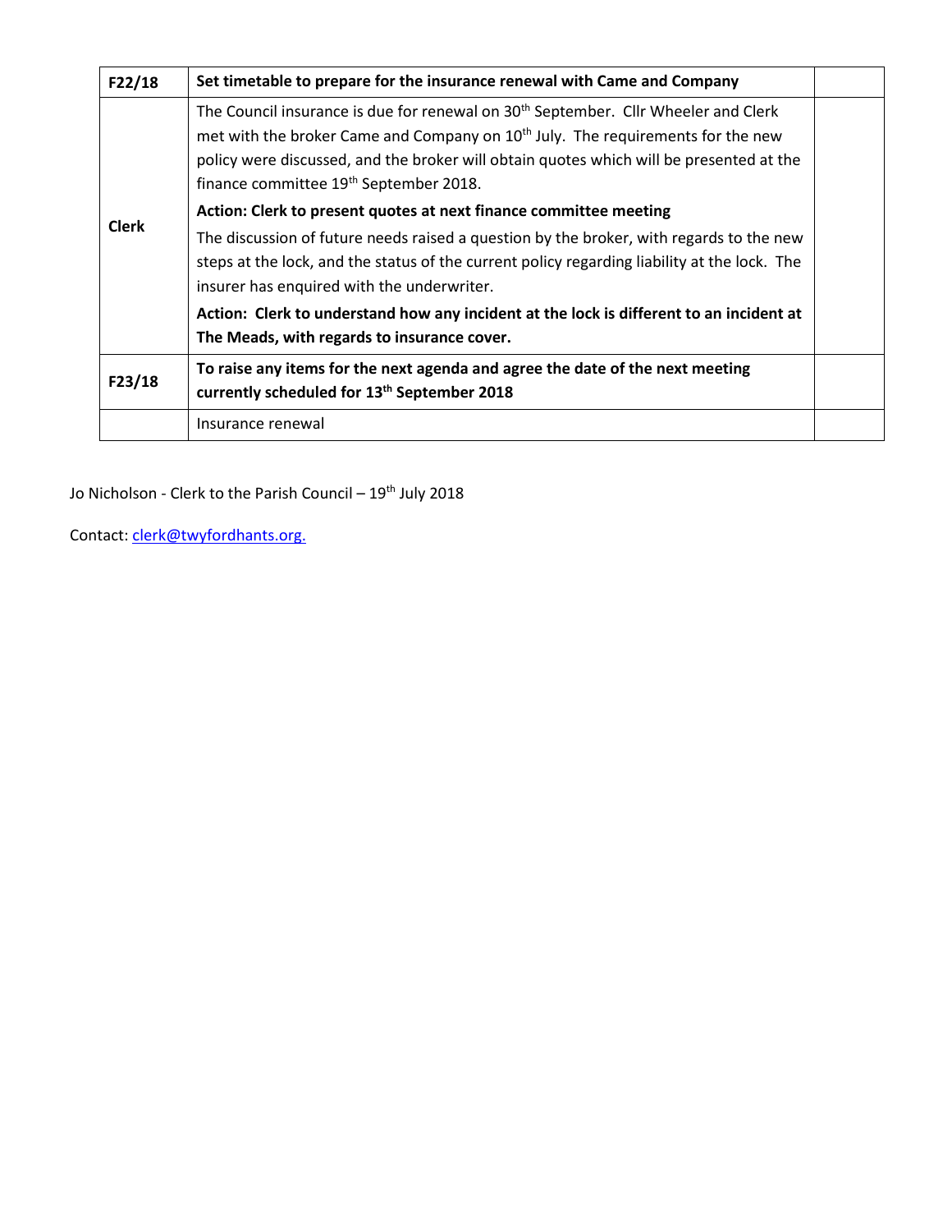| | | |
|---|---|---|
| **F22/18** | **Set timetable to prepare for the insurance renewal with Came and Company** | |
| **Clerk** | The Council insurance is due for renewal on 30th September. Cllr Wheeler and Clerk met with the broker Came and Company on 10th July. The requirements for the new policy were discussed, and the broker will obtain quotes which will be presented at the finance committee 19th September 2018.<br>**Action: Clerk to present quotes at next finance committee meeting**<br>The discussion of future needs raised a question by the broker, with regards to the new steps at the lock, and the status of the current policy regarding liability at the lock. The insurer has enquired with the underwriter.<br>**Action: Clerk to understand how any incident at the lock is different to an incident at The Meads, with regards to insurance cover.** | |
| **F23/18** | **To raise any items for the next agenda and agree the date of the next meeting currently scheduled for 13th September 2018** | |
| | Insurance renewal | |

Jo Nicholson - Clerk to the Parish Council – 19th July 2018

Contact: clerk@twyfordhants.org.